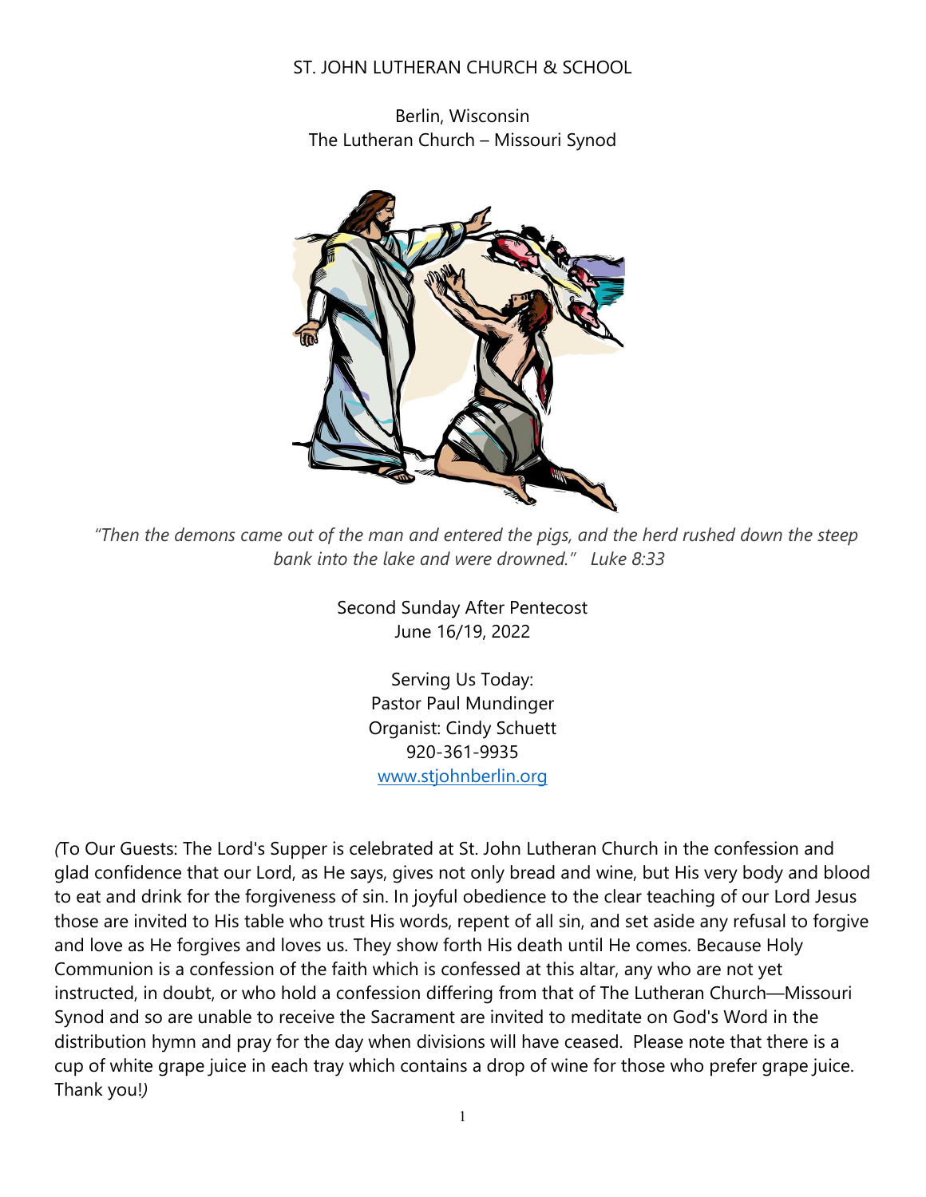ST. JOHN LUTHERAN CHURCH & SCHOOL

Berlin, Wisconsin
The Lutheran Church – Missouri Synod

*"Then the demons came out of the man and entered the pigs, and the herd rushed down the steep bank into the lake and were drowned." Luke 8:33*

Second Sunday After Pentecost
June 16/19, 2022

Serving Us Today:
Pastor Paul Mundinger
Organist: Cindy Schuett
920-361-9935
[www.stjohnberlin.org](http://www.stjohnberlin.org)

*(*To Our Guests: The Lord's Supper is celebrated at St. John Lutheran Church in the confession and glad confidence that our Lord, as He says, gives not only bread and wine, but His very body and blood to eat and drink for the forgiveness of sin. In joyful obedience to the clear teaching of our Lord Jesus those are invited to His table who trust His words, repent of all sin, and set aside any refusal to forgive and love as He forgives and loves us. They show forth His death until He comes. Because Holy Communion is a confession of the faith which is confessed at this altar, any who are not yet instructed, in doubt, or who hold a confession differing from that of The Lutheran Church—Missouri Synod and so are unable to receive the Sacrament are invited to meditate on God's Word in the distribution hymn and pray for the day when divisions will have ceased. Please note that there is a cup of white grape juice in each tray which contains a drop of wine for those who prefer grape juice. Thank you!*)*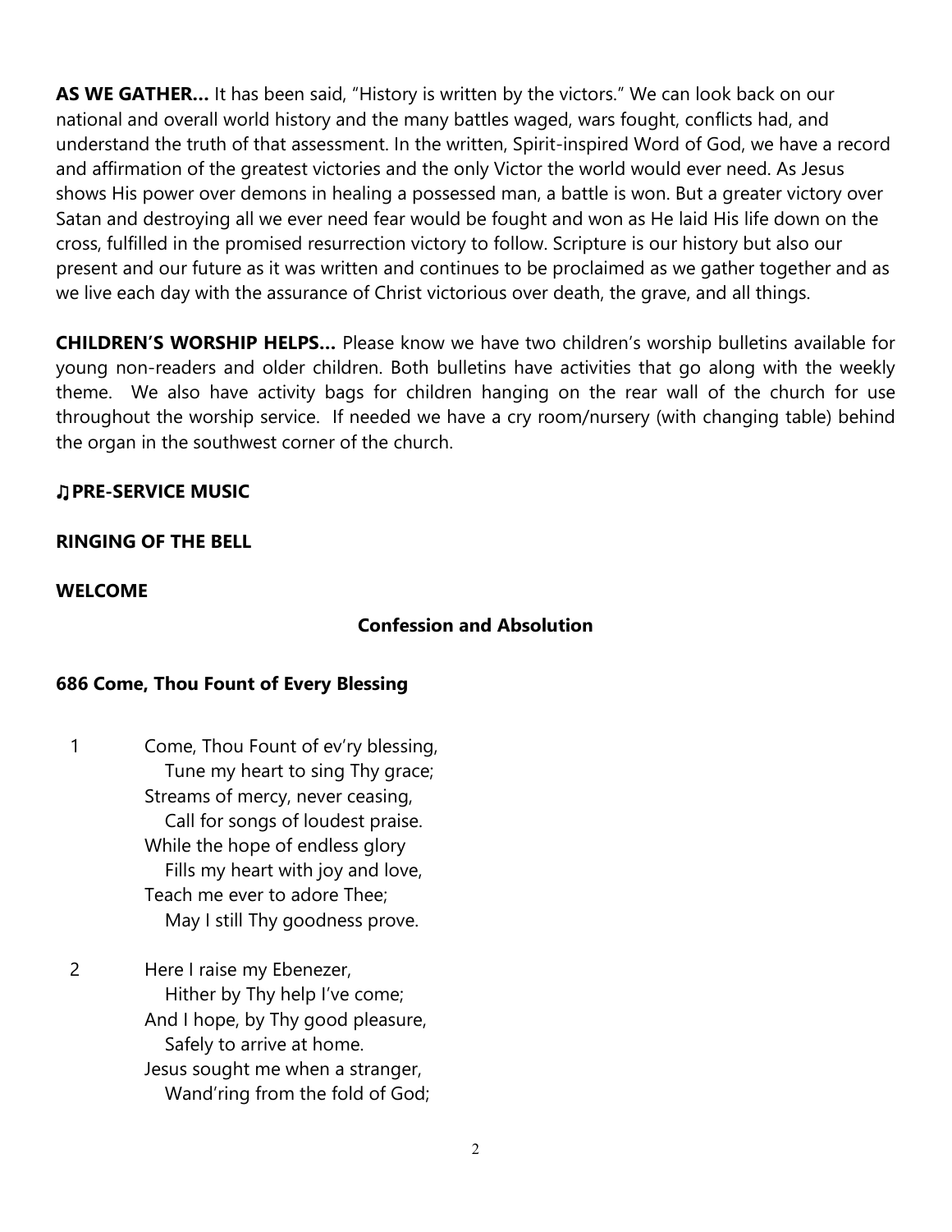**AS WE GATHER…** It has been said, "History is written by the victors." We can look back on our national and overall world history and the many battles waged, wars fought, conflicts had, and understand the truth of that assessment. In the written, Spirit-inspired Word of God, we have a record and affirmation of the greatest victories and the only Victor the world would ever need. As Jesus shows His power over demons in healing a possessed man, a battle is won. But a greater victory over Satan and destroying all we ever need fear would be fought and won as He laid His life down on the cross, fulfilled in the promised resurrection victory to follow. Scripture is our history but also our present and our future as it was written and continues to be proclaimed as we gather together and as we live each day with the assurance of Christ victorious over death, the grave, and all things.

**CHILDREN'S WORSHIP HELPS…** Please know we have two children's worship bulletins available for young non-readers and older children. Both bulletins have activities that go along with the weekly theme. We also have activity bags for children hanging on the rear wall of the church for use throughout the worship service. If needed we have a cry room/nursery (with changing table) behind the organ in the southwest corner of the church.

**♫PRE-SERVICE MUSIC**

**RINGING OF THE BELL**

**WELCOME**

## Confession and Absolution

**686 Come, Thou Fount of Every Blessing**

1 Come, Thou Fount of ev'ry blessing,
  Tune my heart to sing Thy grace;
Streams of mercy, never ceasing,
  Call for songs of loudest praise.
While the hope of endless glory
  Fills my heart with joy and love,
Teach me ever to adore Thee;
  May I still Thy goodness prove.

2 Here I raise my Ebenezer,
  Hither by Thy help I've come;
And I hope, by Thy good pleasure,
  Safely to arrive at home.
Jesus sought me when a stranger,
  Wand'ring from the fold of God;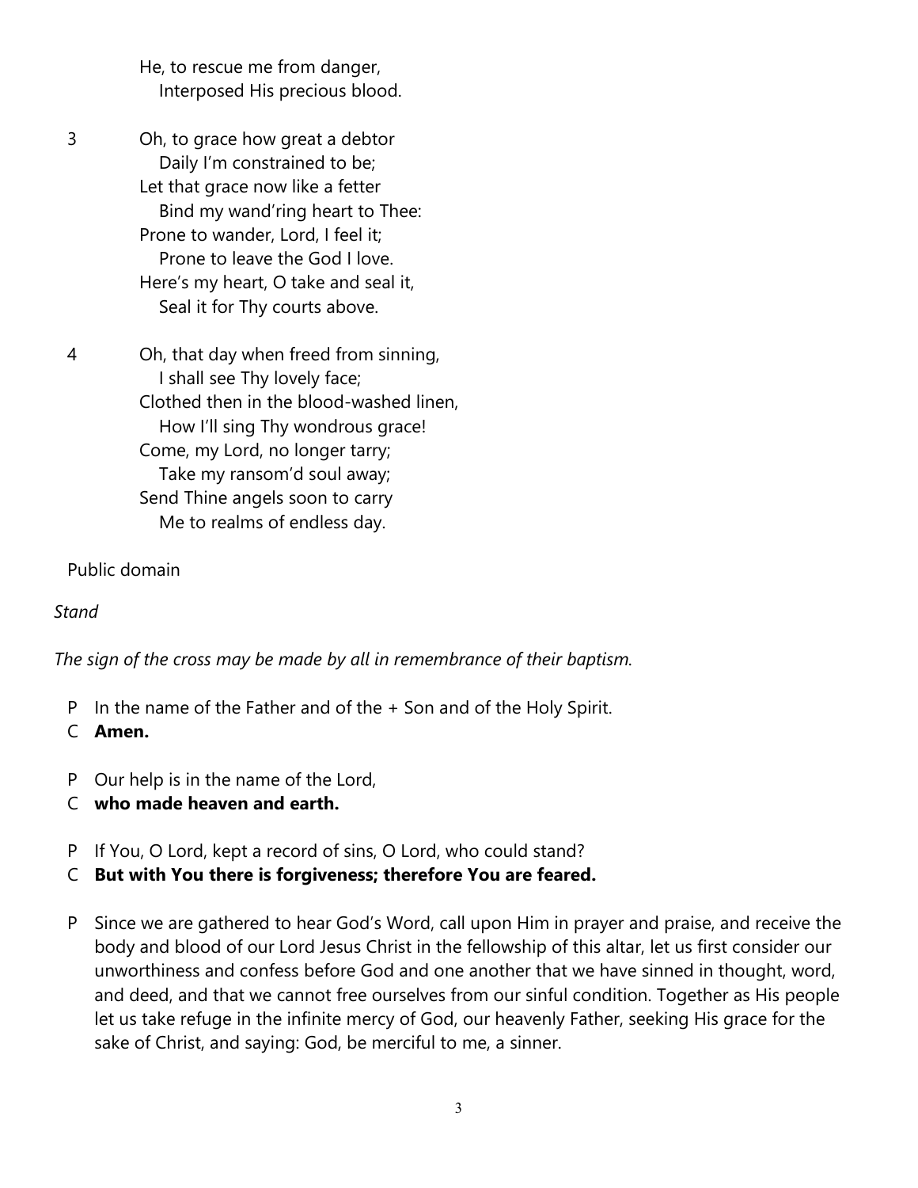He, to rescue me from danger,
   Interposed His precious blood.

3 Oh, to grace how great a debtor
   Daily I'm constrained to be;
Let that grace now like a fetter
   Bind my wand'ring heart to Thee:
Prone to wander, Lord, I feel it;
   Prone to leave the God I love.
Here's my heart, O take and seal it,
   Seal it for Thy courts above.

4 Oh, that day when freed from sinning,
   I shall see Thy lovely face;
Clothed then in the blood-washed linen,
   How I'll sing Thy wondrous grace!
Come, my Lord, no longer tarry;
   Take my ransom'd soul away;
Send Thine angels soon to carry
   Me to realms of endless day.

Public domain

*Stand*

*The sign of the cross may be made by all in remembrance of their baptism.*

P In the name of the Father and of the + Son and of the Holy Spirit.
C **Amen.**

P Our help is in the name of the Lord,
C **who made heaven and earth.**

P If You, O Lord, kept a record of sins, O Lord, who could stand?
C **But with You there is forgiveness; therefore You are feared.**

P Since we are gathered to hear God's Word, call upon Him in prayer and praise, and receive the body and blood of our Lord Jesus Christ in the fellowship of this altar, let us first consider our unworthiness and confess before God and one another that we have sinned in thought, word, and deed, and that we cannot free ourselves from our sinful condition. Together as His people let us take refuge in the infinite mercy of God, our heavenly Father, seeking His grace for the sake of Christ, and saying: God, be merciful to me, a sinner.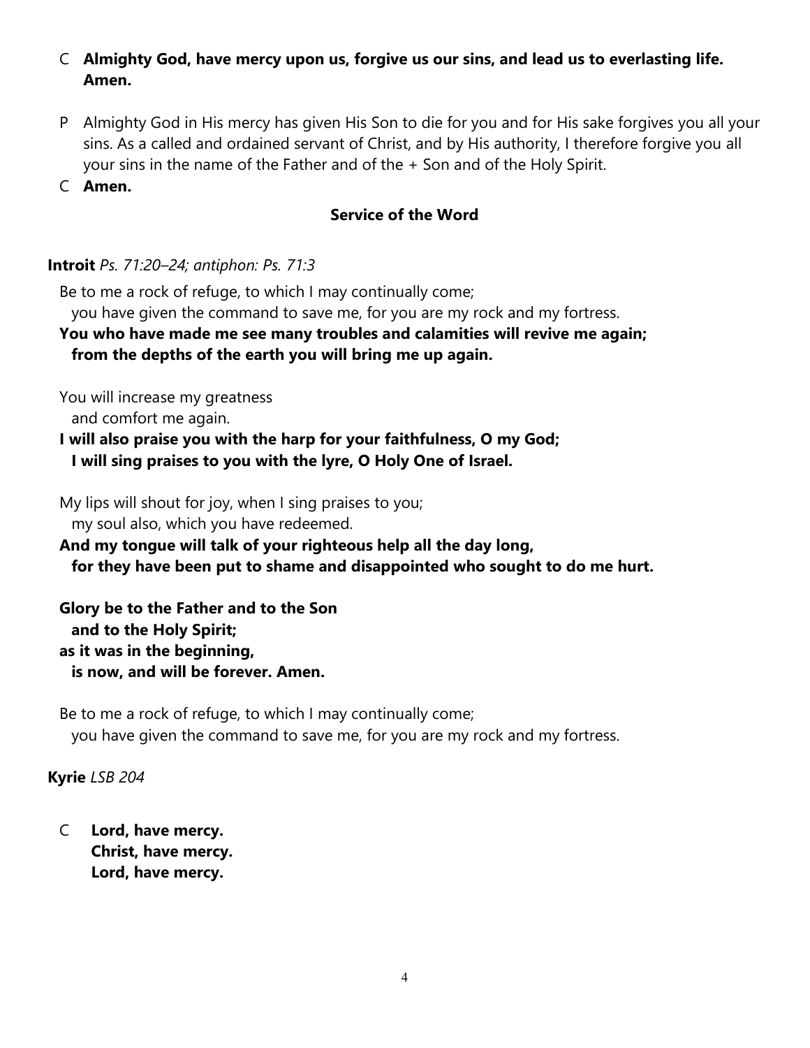C **Almighty God, have mercy upon us, forgive us our sins, and lead us to everlasting life. Amen.**

P Almighty God in His mercy has given His Son to die for you and for His sake forgives you all your sins. As a called and ordained servant of Christ, and by His authority, I therefore forgive you all your sins in the name of the Father and of the + Son and of the Holy Spirit.

C **Amen.**

## Service of the Word

**Introit** *Ps. 71:20–24; antiphon: Ps. 71:3*

Be to me a rock of refuge, to which I may continually come;
  you have given the command to save me, for you are my rock and my fortress.
**You who have made me see many troubles and calamities will revive me again;**
  **from the depths of the earth you will bring me up again.**

You will increase my greatness
  and comfort me again.
**I will also praise you with the harp for your faithfulness, O my God;**
  **I will sing praises to you with the lyre, O Holy One of Israel.**

My lips will shout for joy, when I sing praises to you;
  my soul also, which you have redeemed.
**And my tongue will talk of your righteous help all the day long,**
  **for they have been put to shame and disappointed who sought to do me hurt.**

**Glory be to the Father and to the Son**
  **and to the Holy Spirit;**
**as it was in the beginning,**
  **is now, and will be forever. Amen.**

Be to me a rock of refuge, to which I may continually come;
  you have given the command to save me, for you are my rock and my fortress.

**Kyrie** *LSB 204*

C **Lord, have mercy.**
  **Christ, have mercy.**
  **Lord, have mercy.**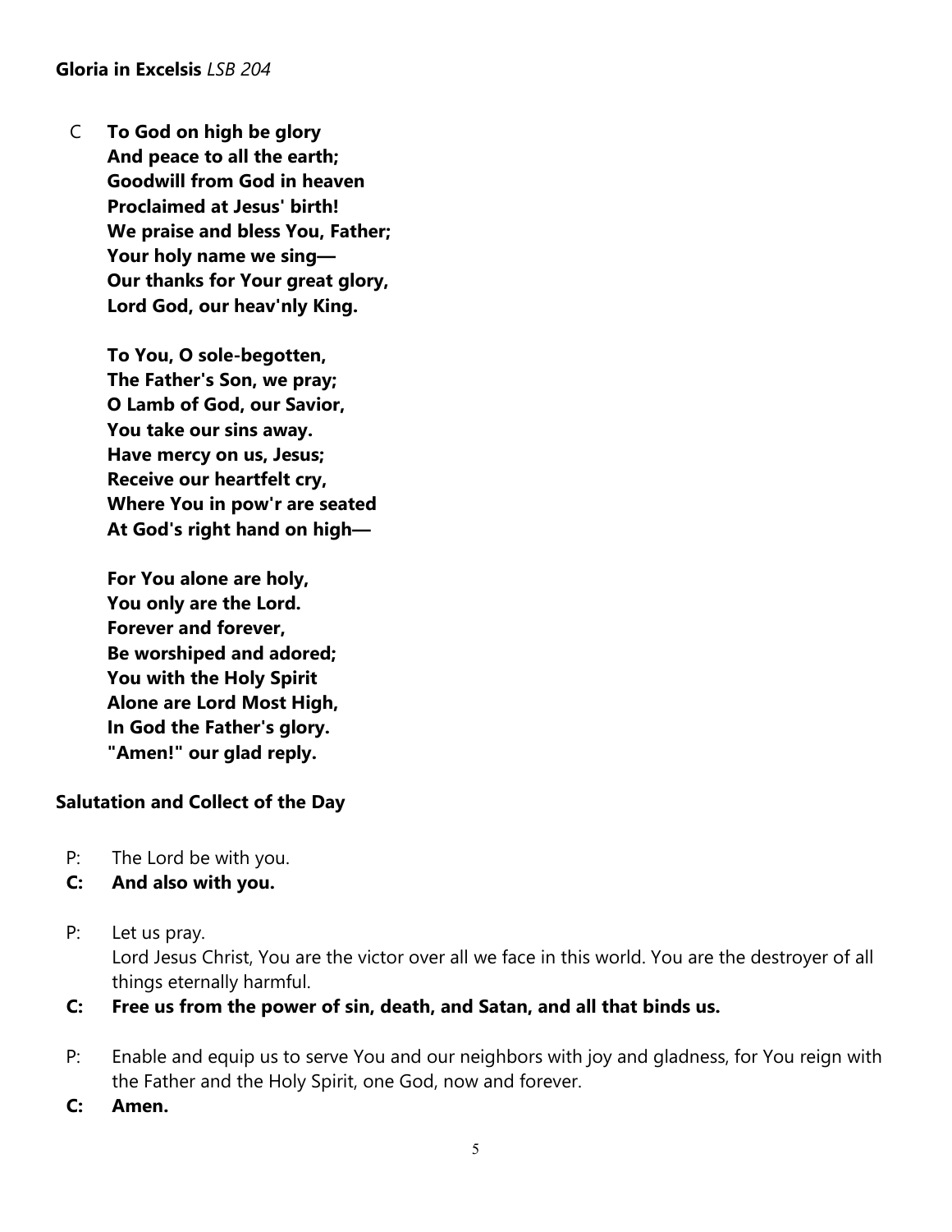**Gloria in Excelsis** *LSB 204*

C **To God on high be glory**
**And peace to all the earth;**
**Goodwill from God in heaven**
**Proclaimed at Jesus' birth!**
**We praise and bless You, Father;**
**Your holy name we sing—**
**Our thanks for Your great glory,**
**Lord God, our heav'nly King.**

**To You, O sole-begotten,**
**The Father's Son, we pray;**
**O Lamb of God, our Savior,**
**You take our sins away.**
**Have mercy on us, Jesus;**
**Receive our heartfelt cry,**
**Where You in pow'r are seated**
**At God's right hand on high—**

**For You alone are holy,**
**You only are the Lord.**
**Forever and forever,**
**Be worshiped and adored;**
**You with the Holy Spirit**
**Alone are Lord Most High,**
**In God the Father's glory.**
**"Amen!" our glad reply.**

**Salutation and Collect of the Day**

P: The Lord be with you.
**C: And also with you.**

P: Let us pray.
Lord Jesus Christ, You are the victor over all we face in this world. You are the destroyer of all things eternally harmful.
**C: Free us from the power of sin, death, and Satan, and all that binds us.**

P: Enable and equip us to serve You and our neighbors with joy and gladness, for You reign with the Father and the Holy Spirit, one God, now and forever.
**C: Amen.**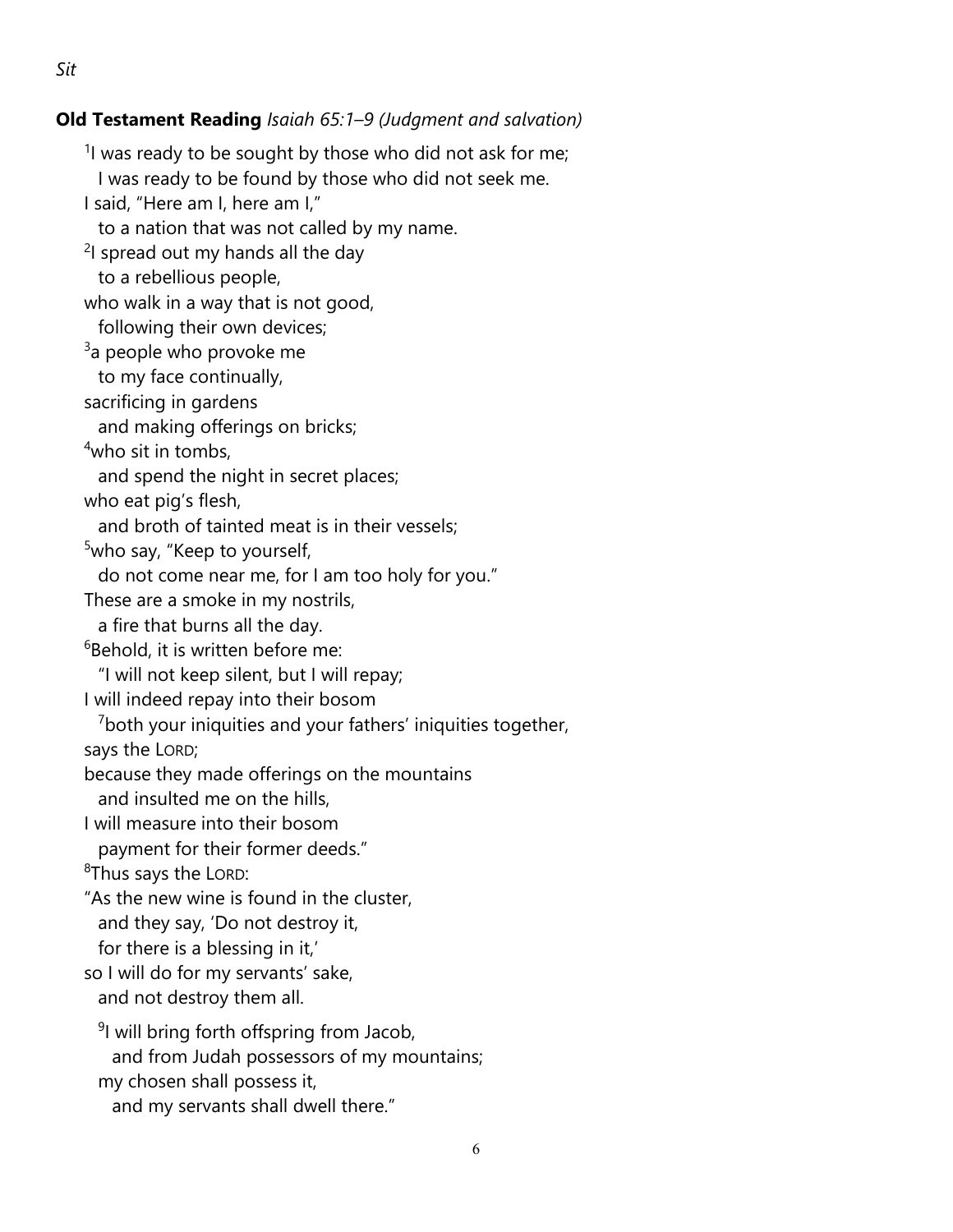*Sit*

**Old Testament Reading** *Isaiah 65:1–9 (Judgment and salvation)*

[1]I was ready to be sought by those who did not ask for me;
  I was ready to be found by those who did not seek me.
I said, "Here am I, here am I,"
  to a nation that was not called by my name.
[2]I spread out my hands all the day
  to a rebellious people,
who walk in a way that is not good,
  following their own devices;
[3]a people who provoke me
  to my face continually,
sacrificing in gardens
  and making offerings on bricks;
[4]who sit in tombs,
  and spend the night in secret places;
who eat pig's flesh,
  and broth of tainted meat is in their vessels;
[5]who say, "Keep to yourself,
  do not come near me, for I am too holy for you."
These are a smoke in my nostrils,
  a fire that burns all the day.
[6]Behold, it is written before me:
  "I will not keep silent, but I will repay;
I will indeed repay into their bosom
  [7]both your iniquities and your fathers' iniquities together,
says the LORD;
because they made offerings on the mountains
  and insulted me on the hills,
I will measure into their bosom
  payment for their former deeds."
[8]Thus says the LORD:
"As the new wine is found in the cluster,
  and they say, 'Do not destroy it,
  for there is a blessing in it,'
so I will do for my servants' sake,
  and not destroy them all.

[9]I will bring forth offspring from Jacob,
  and from Judah possessors of my mountains;
my chosen shall possess it,
  and my servants shall dwell there."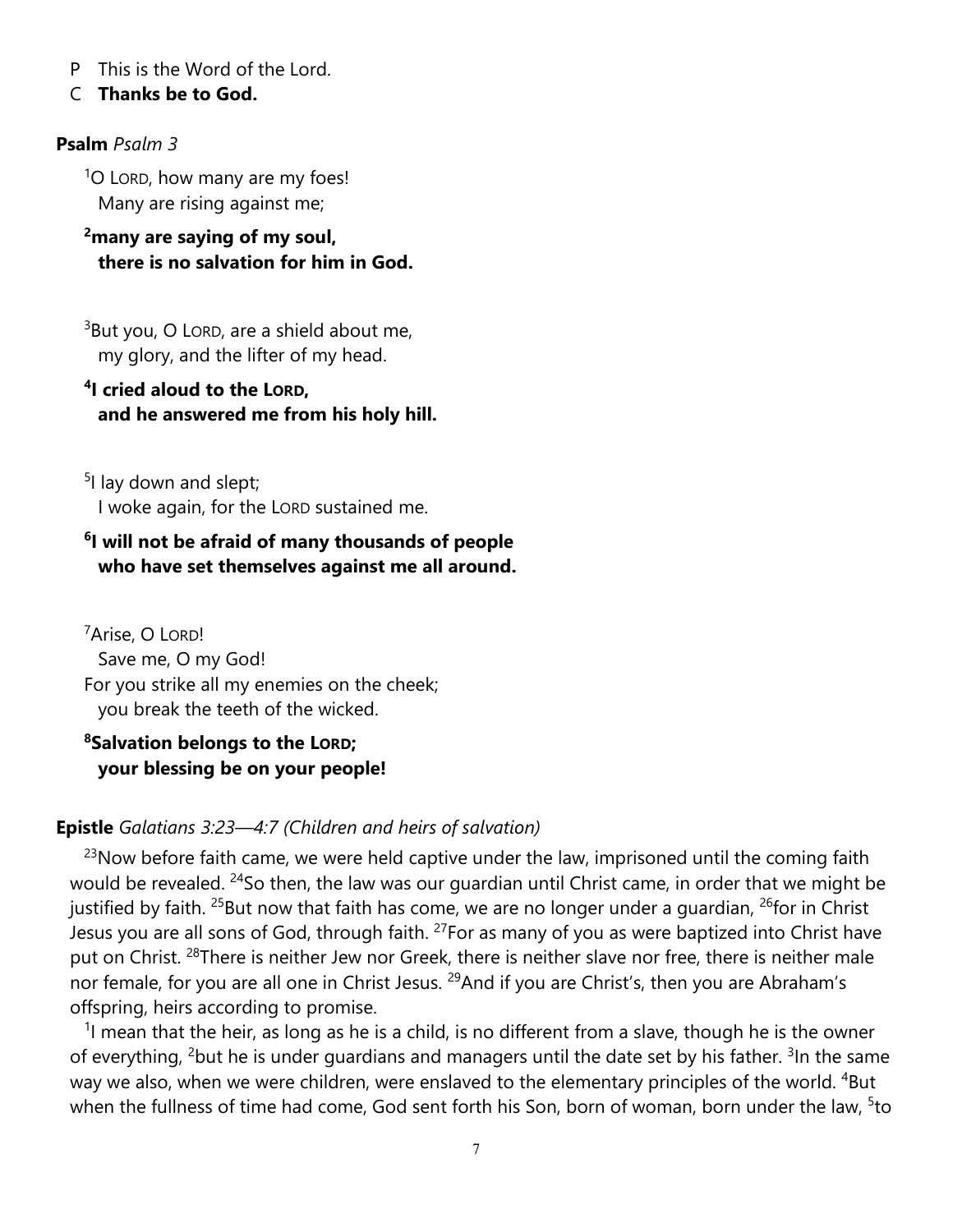P This is the Word of the Lord.

C **Thanks be to God.**

**Psalm** *Psalm 3*

[1]O LORD, how many are my foes!
  Many are rising against me;

**[2]many are saying of my soul,
  there is no salvation for him in God.**

[3]But you, O LORD, are a shield about me,
  my glory, and the lifter of my head.

**[4]I cried aloud to the LORD,
  and he answered me from his holy hill.**

[5]I lay down and slept;
  I woke again, for the LORD sustained me.

**[6]I will not be afraid of many thousands of people
  who have set themselves against me all around.**

[7]Arise, O LORD!
  Save me, O my God!
For you strike all my enemies on the cheek;
  you break the teeth of the wicked.

**[8]Salvation belongs to the LORD;
  your blessing be on your people!**

**Epistle** *Galatians 3:23—4:7 (Children and heirs of salvation)*

[23]Now before faith came, we were held captive under the law, imprisoned until the coming faith would be revealed. [24]So then, the law was our guardian until Christ came, in order that we might be justified by faith. [25]But now that faith has come, we are no longer under a guardian, [26]for in Christ Jesus you are all sons of God, through faith. [27]For as many of you as were baptized into Christ have put on Christ. [28]There is neither Jew nor Greek, there is neither slave nor free, there is neither male nor female, for you are all one in Christ Jesus. [29]And if you are Christ's, then you are Abraham's offspring, heirs according to promise.

[1]I mean that the heir, as long as he is a child, is no different from a slave, though he is the owner of everything, [2]but he is under guardians and managers until the date set by his father. [3]In the same way we also, when we were children, were enslaved to the elementary principles of the world. [4]But when the fullness of time had come, God sent forth his Son, born of woman, born under the law, [5]to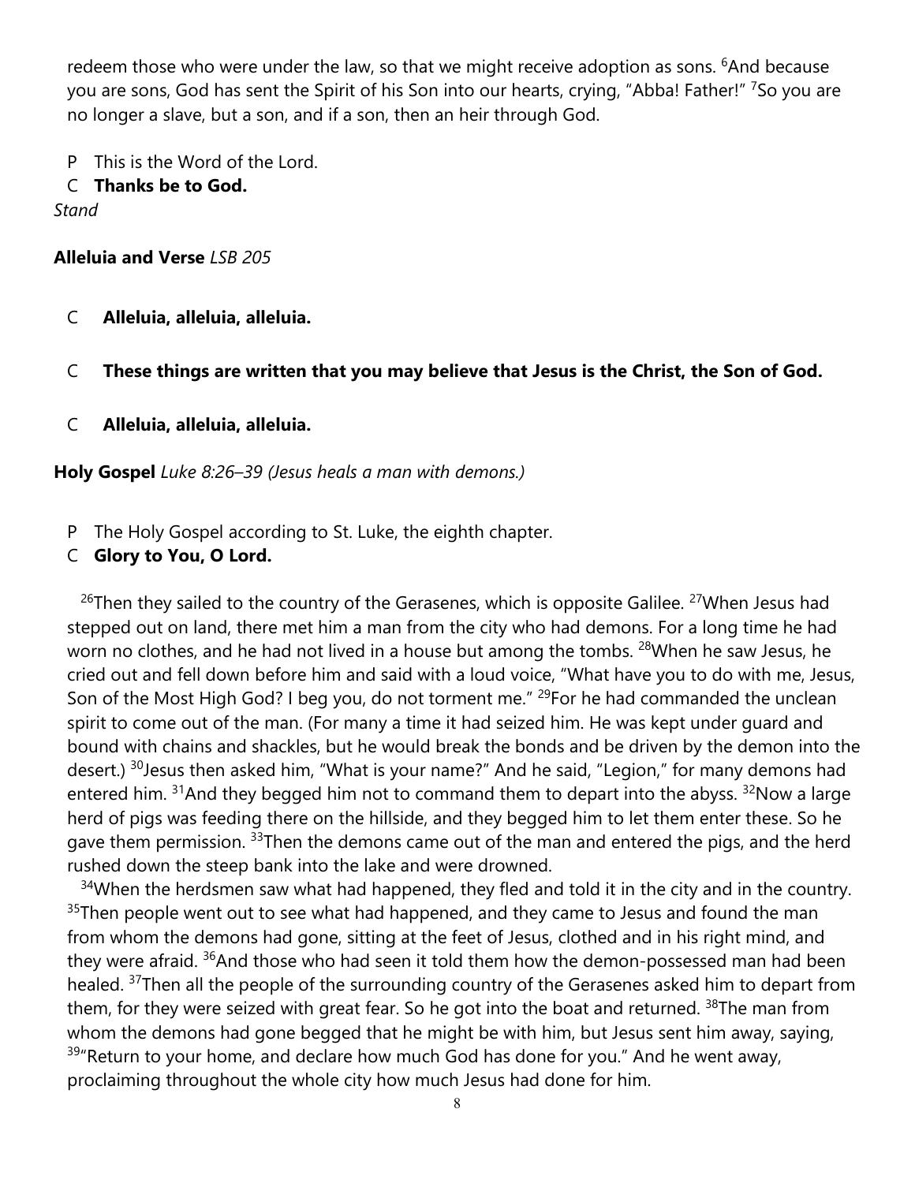redeem those who were under the law, so that we might receive adoption as sons. [6]And because you are sons, God has sent the Spirit of his Son into our hearts, crying, "Abba! Father!" [7]So you are no longer a slave, but a son, and if a son, then an heir through God.

P This is the Word of the Lord.

C **Thanks be to God.**

*Stand*

**Alleluia and Verse** *LSB 205*

C **Alleluia, alleluia, alleluia.**

C **These things are written that you may believe that Jesus is the Christ, the Son of God.**

C **Alleluia, alleluia, alleluia.**

**Holy Gospel** *Luke 8:26–39 (Jesus heals a man with demons.)*

P The Holy Gospel according to St. Luke, the eighth chapter.

C **Glory to You, O Lord.**

[26]Then they sailed to the country of the Gerasenes, which is opposite Galilee. [27]When Jesus had stepped out on land, there met him a man from the city who had demons. For a long time he had worn no clothes, and he had not lived in a house but among the tombs. [28]When he saw Jesus, he cried out and fell down before him and said with a loud voice, "What have you to do with me, Jesus, Son of the Most High God? I beg you, do not torment me." [29]For he had commanded the unclean spirit to come out of the man. (For many a time it had seized him. He was kept under guard and bound with chains and shackles, but he would break the bonds and be driven by the demon into the desert.) [30]Jesus then asked him, "What is your name?" And he said, "Legion," for many demons had entered him. [31]And they begged him not to command them to depart into the abyss. [32]Now a large herd of pigs was feeding there on the hillside, and they begged him to let them enter these. So he gave them permission. [33]Then the demons came out of the man and entered the pigs, and the herd rushed down the steep bank into the lake and were drowned.

[34]When the herdsmen saw what had happened, they fled and told it in the city and in the country. [35]Then people went out to see what had happened, and they came to Jesus and found the man from whom the demons had gone, sitting at the feet of Jesus, clothed and in his right mind, and they were afraid. [36]And those who had seen it told them how the demon-possessed man had been healed. [37]Then all the people of the surrounding country of the Gerasenes asked him to depart from them, for they were seized with great fear. So he got into the boat and returned. [38]The man from whom the demons had gone begged that he might be with him, but Jesus sent him away, saying, [39]"Return to your home, and declare how much God has done for you." And he went away, proclaiming throughout the whole city how much Jesus had done for him.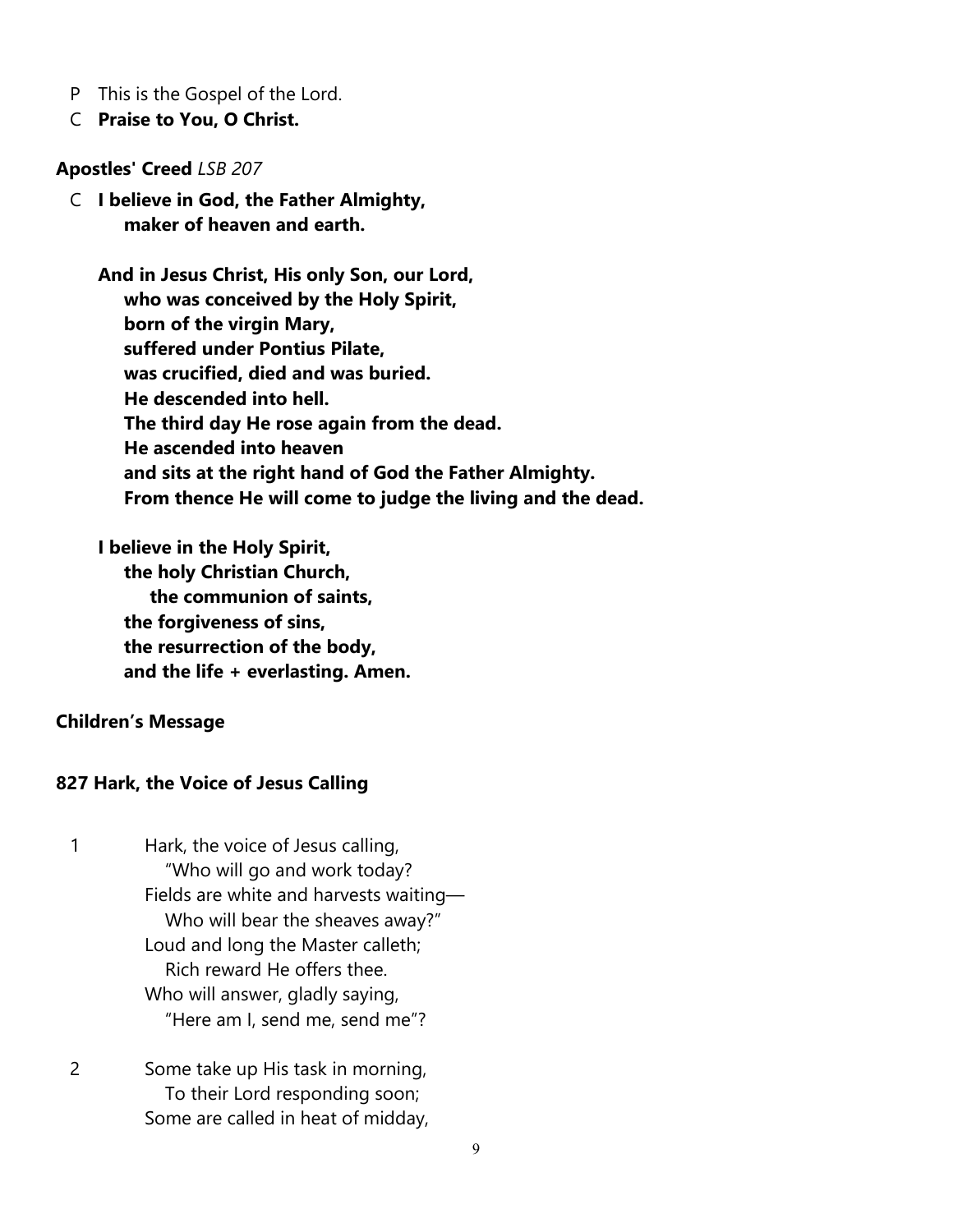P This is the Gospel of the Lord.

C **Praise to You, O Christ.**

**Apostles' Creed** *LSB 207*

C **I believe in God, the Father Almighty,**
**maker of heaven and earth.**

**And in Jesus Christ, His only Son, our Lord,**
**who was conceived by the Holy Spirit,**
**born of the virgin Mary,**
**suffered under Pontius Pilate,**
**was crucified, died and was buried.**
**He descended into hell.**
**The third day He rose again from the dead.**
**He ascended into heaven**
**and sits at the right hand of God the Father Almighty.**
**From thence He will come to judge the living and the dead.**

**I believe in the Holy Spirit,**
**the holy Christian Church,**
**the communion of saints,**
**the forgiveness of sins,**
**the resurrection of the body,**
**and the life + everlasting. Amen.**

**Children's Message**

**827 Hark, the Voice of Jesus Calling**

1 Hark, the voice of Jesus calling,
"Who will go and work today?
Fields are white and harvests waiting—
Who will bear the sheaves away?"
Loud and long the Master calleth;
Rich reward He offers thee.
Who will answer, gladly saying,
"Here am I, send me, send me"?

2 Some take up His task in morning,
To their Lord responding soon;
Some are called in heat of midday,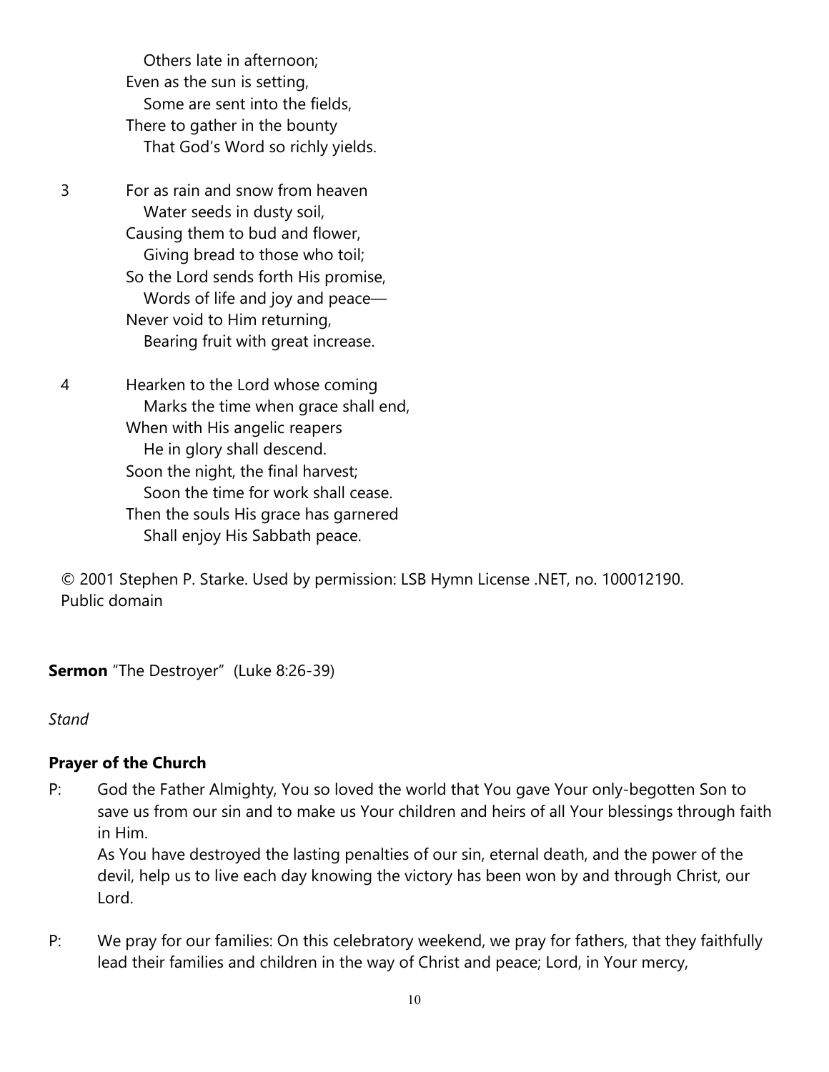Others late in afternoon;  
Even as the sun is setting,  
Some are sent into the fields,  
There to gather in the bounty  
That God's Word so richly yields.

3 For as rain and snow from heaven  
Water seeds in dusty soil,  
Causing them to bud and flower,  
Giving bread to those who toil;  
So the Lord sends forth His promise,  
Words of life and joy and peace—  
Never void to Him returning,  
Bearing fruit with great increase.

4 Hearken to the Lord whose coming  
Marks the time when grace shall end,  
When with His angelic reapers  
He in glory shall descend.  
Soon the night, the final harvest;  
Soon the time for work shall cease.  
Then the souls His grace has garnered  
Shall enjoy His Sabbath peace.

© 2001 Stephen P. Starke. Used by permission: LSB Hymn License .NET, no. 100012190.  
Public domain

**Sermon** "The Destroyer" (Luke 8:26-39)

*Stand*

**Prayer of the Church**

P: God the Father Almighty, You so loved the world that You gave Your only-begotten Son to save us from our sin and to make us Your children and heirs of all Your blessings through faith in Him.  
As You have destroyed the lasting penalties of our sin, eternal death, and the power of the devil, help us to live each day knowing the victory has been won by and through Christ, our Lord.

P: We pray for our families: On this celebratory weekend, we pray for fathers, that they faithfully lead their families and children in the way of Christ and peace; Lord, in Your mercy,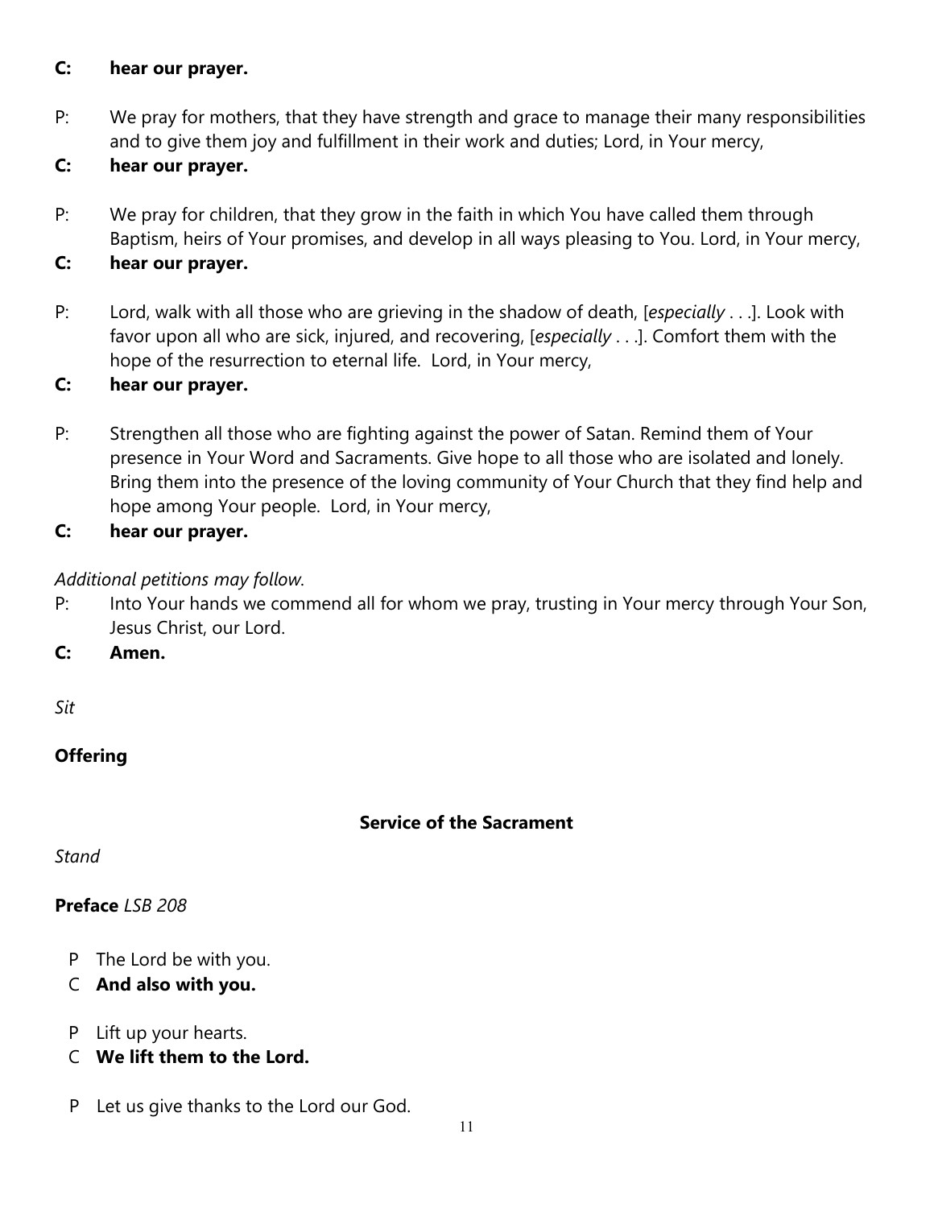**C: hear our prayer.**

P: We pray for mothers, that they have strength and grace to manage their many responsibilities and to give them joy and fulfillment in their work and duties; Lord, in Your mercy,

**C: hear our prayer.**

P: We pray for children, that they grow in the faith in which You have called them through Baptism, heirs of Your promises, and develop in all ways pleasing to You. Lord, in Your mercy,

**C: hear our prayer.**

P: Lord, walk with all those who are grieving in the shadow of death, [*especially* . . .]. Look with favor upon all who are sick, injured, and recovering, [*especially* . . .]. Comfort them with the hope of the resurrection to eternal life. Lord, in Your mercy,

**C: hear our prayer.**

P: Strengthen all those who are fighting against the power of Satan. Remind them of Your presence in Your Word and Sacraments. Give hope to all those who are isolated and lonely. Bring them into the presence of the loving community of Your Church that they find help and hope among Your people. Lord, in Your mercy,

**C: hear our prayer.**

*Additional petitions may follow.*

P: Into Your hands we commend all for whom we pray, trusting in Your mercy through Your Son, Jesus Christ, our Lord.

**C: Amen.**

*Sit*

**Offering**

## Service of the Sacrament

*Stand*

**Preface** *LSB 208*

P The Lord be with you.

C **And also with you.**

P Lift up your hearts.

C **We lift them to the Lord.**

P Let us give thanks to the Lord our God.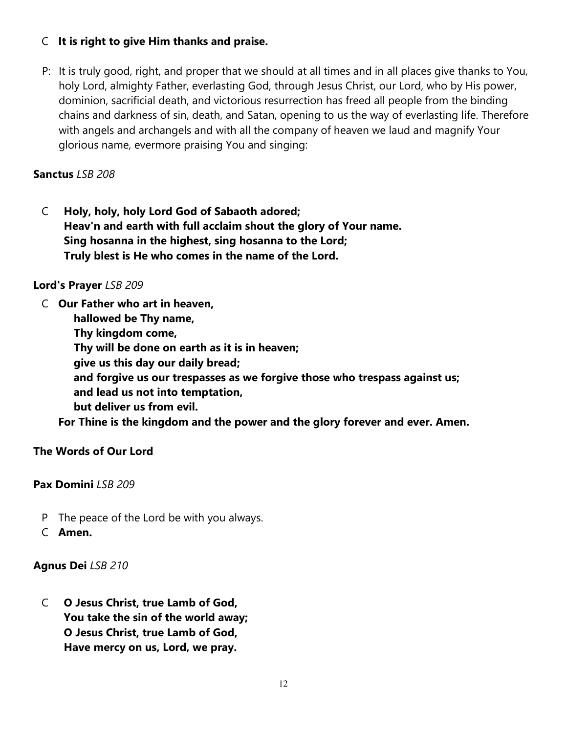C **It is right to give Him thanks and praise.**

P: It is truly good, right, and proper that we should at all times and in all places give thanks to You, holy Lord, almighty Father, everlasting God, through Jesus Christ, our Lord, who by His power, dominion, sacrificial death, and victorious resurrection has freed all people from the binding chains and darkness of sin, death, and Satan, opening to us the way of everlasting life. Therefore with angels and archangels and with all the company of heaven we laud and magnify Your glorious name, evermore praising You and singing:

**Sanctus** *LSB 208*

C **Holy, holy, holy Lord God of Sabaoth adored;**
**Heav'n and earth with full acclaim shout the glory of Your name.**
**Sing hosanna in the highest, sing hosanna to the Lord;**
**Truly blest is He who comes in the name of the Lord.**

**Lord's Prayer** *LSB 209*

C **Our Father who art in heaven,**
**hallowed be Thy name,**
**Thy kingdom come,**
**Thy will be done on earth as it is in heaven;**
**give us this day our daily bread;**
**and forgive us our trespasses as we forgive those who trespass against us;**
**and lead us not into temptation,**
**but deliver us from evil.**
**For Thine is the kingdom and the power and the glory forever and ever. Amen.**

**The Words of Our Lord**

**Pax Domini** *LSB 209*

P The peace of the Lord be with you always.
C **Amen.**

**Agnus Dei** *LSB 210*

C **O Jesus Christ, true Lamb of God,**
**You take the sin of the world away;**
**O Jesus Christ, true Lamb of God,**
**Have mercy on us, Lord, we pray.**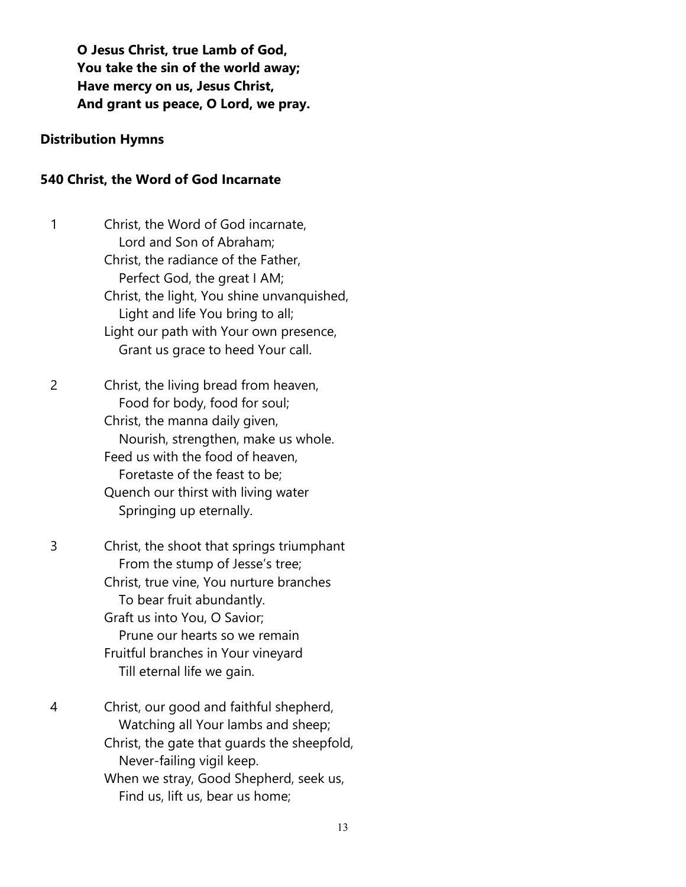**O Jesus Christ, true Lamb of God,**
**You take the sin of the world away;**
**Have mercy on us, Jesus Christ,**
**And grant us peace, O Lord, we pray.**

**Distribution Hymns**

**540 Christ, the Word of God Incarnate**

1 Christ, the Word of God incarnate,
   Lord and Son of Abraham;
Christ, the radiance of the Father,
   Perfect God, the great I AM;
Christ, the light, You shine unvanquished,
   Light and life You bring to all;
Light our path with Your own presence,
   Grant us grace to heed Your call.

2 Christ, the living bread from heaven,
   Food for body, food for soul;
Christ, the manna daily given,
   Nourish, strengthen, make us whole.
Feed us with the food of heaven,
   Foretaste of the feast to be;
Quench our thirst with living water
   Springing up eternally.

3 Christ, the shoot that springs triumphant
   From the stump of Jesse's tree;
Christ, true vine, You nurture branches
   To bear fruit abundantly.
Graft us into You, O Savior;
   Prune our hearts so we remain
Fruitful branches in Your vineyard
   Till eternal life we gain.

4 Christ, our good and faithful shepherd,
   Watching all Your lambs and sheep;
Christ, the gate that guards the sheepfold,
   Never-failing vigil keep.
When we stray, Good Shepherd, seek us,
   Find us, lift us, bear us home;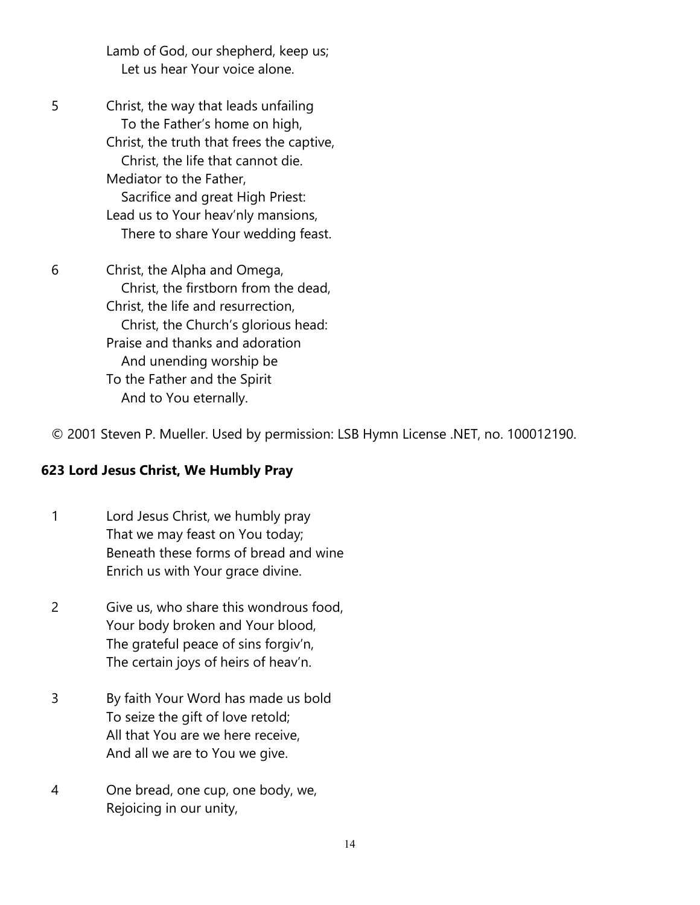Lamb of God, our shepherd, keep us;
Let us hear Your voice alone.

5 Christ, the way that leads unfailing
To the Father's home on high,
Christ, the truth that frees the captive,
Christ, the life that cannot die.
Mediator to the Father,
Sacrifice and great High Priest:
Lead us to Your heav'nly mansions,
There to share Your wedding feast.

6 Christ, the Alpha and Omega,
Christ, the firstborn from the dead,
Christ, the life and resurrection,
Christ, the Church's glorious head:
Praise and thanks and adoration
And unending worship be
To the Father and the Spirit
And to You eternally.

© 2001 Steven P. Mueller. Used by permission: LSB Hymn License .NET, no. 100012190.

**623 Lord Jesus Christ, We Humbly Pray**

1 Lord Jesus Christ, we humbly pray
That we may feast on You today;
Beneath these forms of bread and wine
Enrich us with Your grace divine.

2 Give us, who share this wondrous food,
Your body broken and Your blood,
The grateful peace of sins forgiv'n,
The certain joys of heirs of heav'n.

3 By faith Your Word has made us bold
To seize the gift of love retold;
All that You are we here receive,
And all we are to You we give.

4 One bread, one cup, one body, we,
Rejoicing in our unity,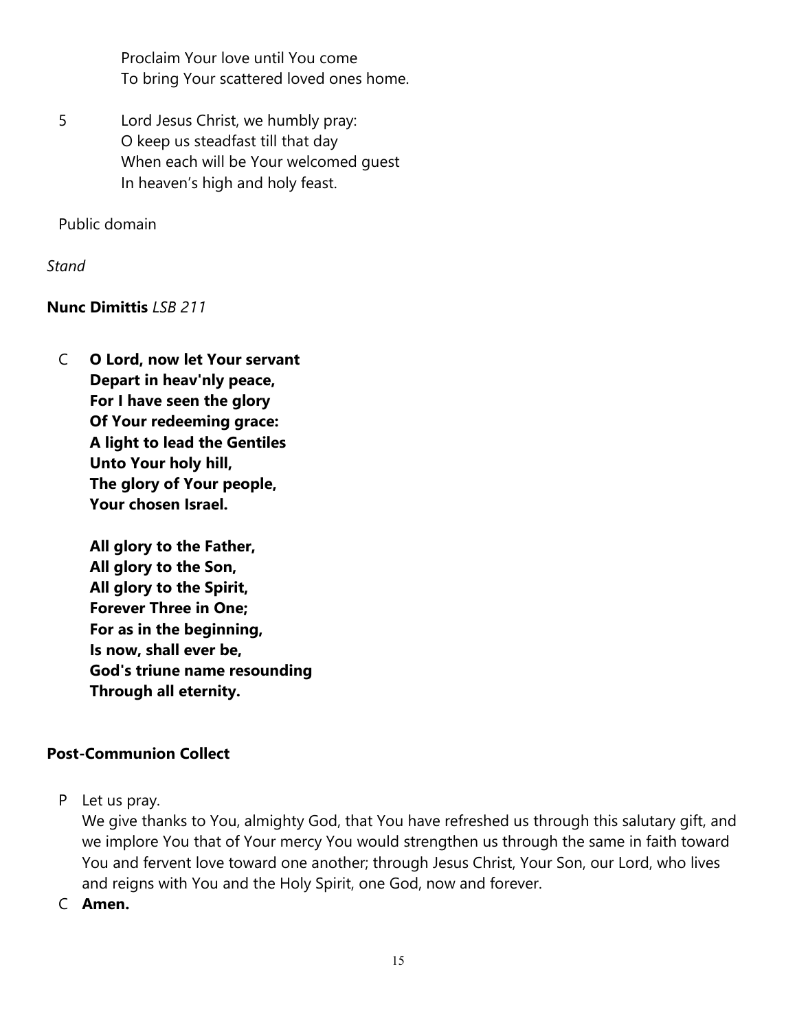Proclaim Your love until You come
To bring Your scattered loved ones home.

5 Lord Jesus Christ, we humbly pray:
O keep us steadfast till that day
When each will be Your welcomed guest
In heaven's high and holy feast.

Public domain

*Stand*

**Nunc Dimittis** *LSB 211*

C **O Lord, now let Your servant**
**Depart in heav'nly peace,**
**For I have seen the glory**
**Of Your redeeming grace:**
**A light to lead the Gentiles**
**Unto Your holy hill,**
**The glory of Your people,**
**Your chosen Israel.**

**All glory to the Father,**
**All glory to the Son,**
**All glory to the Spirit,**
**Forever Three in One;**
**For as in the beginning,**
**Is now, shall ever be,**
**God's triune name resounding**
**Through all eternity.**

**Post-Communion Collect**

P Let us pray.
We give thanks to You, almighty God, that You have refreshed us through this salutary gift, and we implore You that of Your mercy You would strengthen us through the same in faith toward You and fervent love toward one another; through Jesus Christ, Your Son, our Lord, who lives and reigns with You and the Holy Spirit, one God, now and forever.

C **Amen.**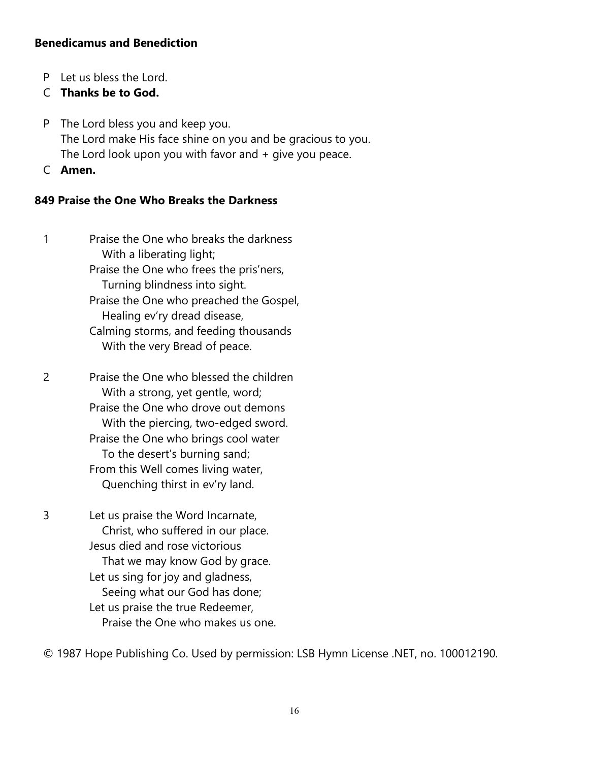**Benedicamus and Benediction**

P Let us bless the Lord.

C **Thanks be to God.**

P The Lord bless you and keep you.
The Lord make His face shine on you and be gracious to you.
The Lord look upon you with favor and + give you peace.

C **Amen.**

**849 Praise the One Who Breaks the Darkness**

1 Praise the One who breaks the darkness
With a liberating light;
Praise the One who frees the pris'ners,
Turning blindness into sight.
Praise the One who preached the Gospel,
Healing ev'ry dread disease,
Calming storms, and feeding thousands
With the very Bread of peace.

2 Praise the One who blessed the children
With a strong, yet gentle, word;
Praise the One who drove out demons
With the piercing, two-edged sword.
Praise the One who brings cool water
To the desert's burning sand;
From this Well comes living water,
Quenching thirst in ev'ry land.

3 Let us praise the Word Incarnate,
Christ, who suffered in our place.
Jesus died and rose victorious
That we may know God by grace.
Let us sing for joy and gladness,
Seeing what our God has done;
Let us praise the true Redeemer,
Praise the One who makes us one.

© 1987 Hope Publishing Co. Used by permission: LSB Hymn License .NET, no. 100012190.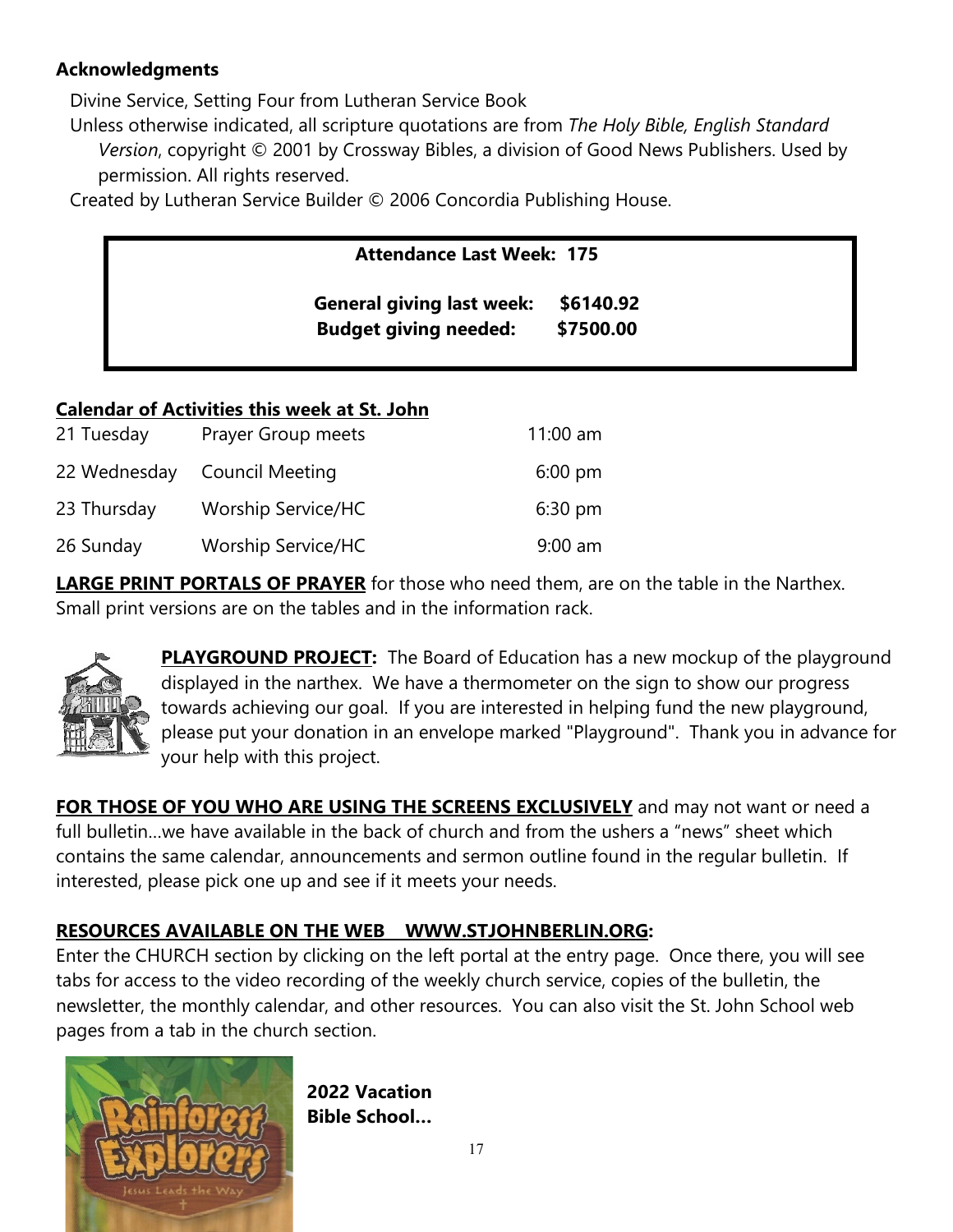**Acknowledgments**

Divine Service, Setting Four from Lutheran Service Book

Unless otherwise indicated, all scripture quotations are from *The Holy Bible, English Standard Version*, copyright © 2001 by Crossway Bibles, a division of Good News Publishers. Used by permission. All rights reserved.

Created by Lutheran Service Builder © 2006 Concordia Publishing House.

**Attendance Last Week: 175**

**General giving last week: $6140.92**
**Budget giving needed: $7500.00**

**Calendar of Activities this week at St. John**

| | | |
|---|---|---|
| 21 Tuesday | Prayer Group meets | 11:00 am |
| 22 Wednesday | Council Meeting | 6:00 pm |
| 23 Thursday | Worship Service/HC | 6:30 pm |
| 26 Sunday | Worship Service/HC | 9:00 am |

**LARGE PRINT PORTALS OF PRAYER** for those who need them, are on the table in the Narthex. Small print versions are on the tables and in the information rack.

**PLAYGROUND PROJECT:** The Board of Education has a new mockup of the playground displayed in the narthex. We have a thermometer on the sign to show our progress towards achieving our goal. If you are interested in helping fund the new playground, please put your donation in an envelope marked "Playground". Thank you in advance for your help with this project.

**FOR THOSE OF YOU WHO ARE USING THE SCREENS EXCLUSIVELY** and may not want or need a full bulletin…we have available in the back of church and from the ushers a "news" sheet which contains the same calendar, announcements and sermon outline found in the regular bulletin. If interested, please pick one up and see if it meets your needs.

**RESOURCES AVAILABLE ON THE WEB WWW.STJOHNBERLIN.ORG:**
Enter the CHURCH section by clicking on the left portal at the entry page. Once there, you will see tabs for access to the video recording of the weekly church service, copies of the bulletin, the newsletter, the monthly calendar, and other resources. You can also visit the St. John School web pages from a tab in the church section.

**2022 Vacation Bible School…**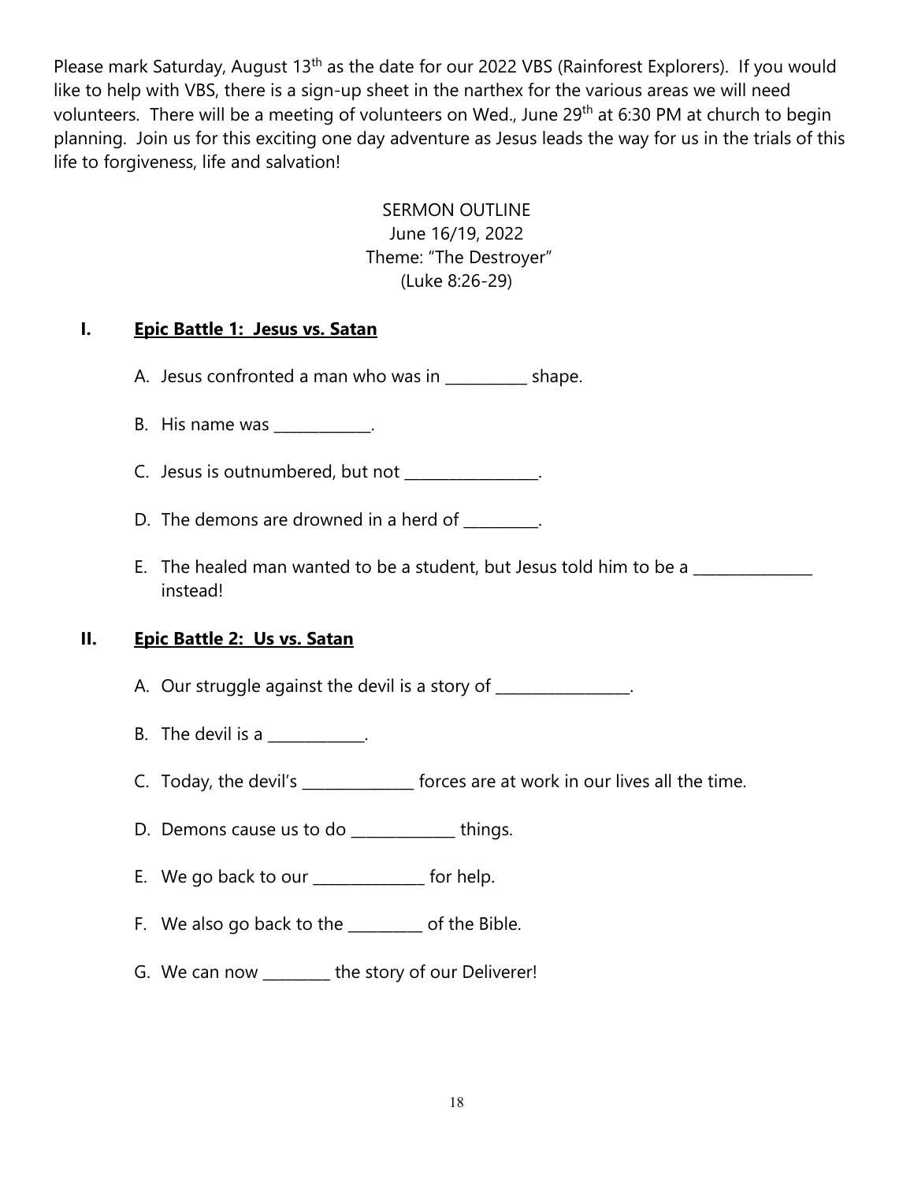Please mark Saturday, August 13th as the date for our 2022 VBS (Rainforest Explorers). If you would like to help with VBS, there is a sign-up sheet in the narthex for the various areas we will need volunteers. There will be a meeting of volunteers on Wed., June 29th at 6:30 PM at church to begin planning. Join us for this exciting one day adventure as Jesus leads the way for us in the trials of this life to forgiveness, life and salvation!

SERMON OUTLINE
June 16/19, 2022
Theme: "The Destroyer"
(Luke 8:26-29)

**I. Epic Battle 1: Jesus vs. Satan**

A. Jesus confronted a man who was in __________ shape.

B. His name was ____________.

C. Jesus is outnumbered, but not ________________.

D. The demons are drowned in a herd of _________.

E. The healed man wanted to be a student, but Jesus told him to be a _______________ instead!

**II. Epic Battle 2: Us vs. Satan**

A. Our struggle against the devil is a story of ________________.

B. The devil is a ____________.

C. Today, the devil's ______________ forces are at work in our lives all the time.

D. Demons cause us to do _____________ things.

E. We go back to our ______________ for help.

F. We also go back to the _________ of the Bible.

G. We can now ________ the story of our Deliverer!